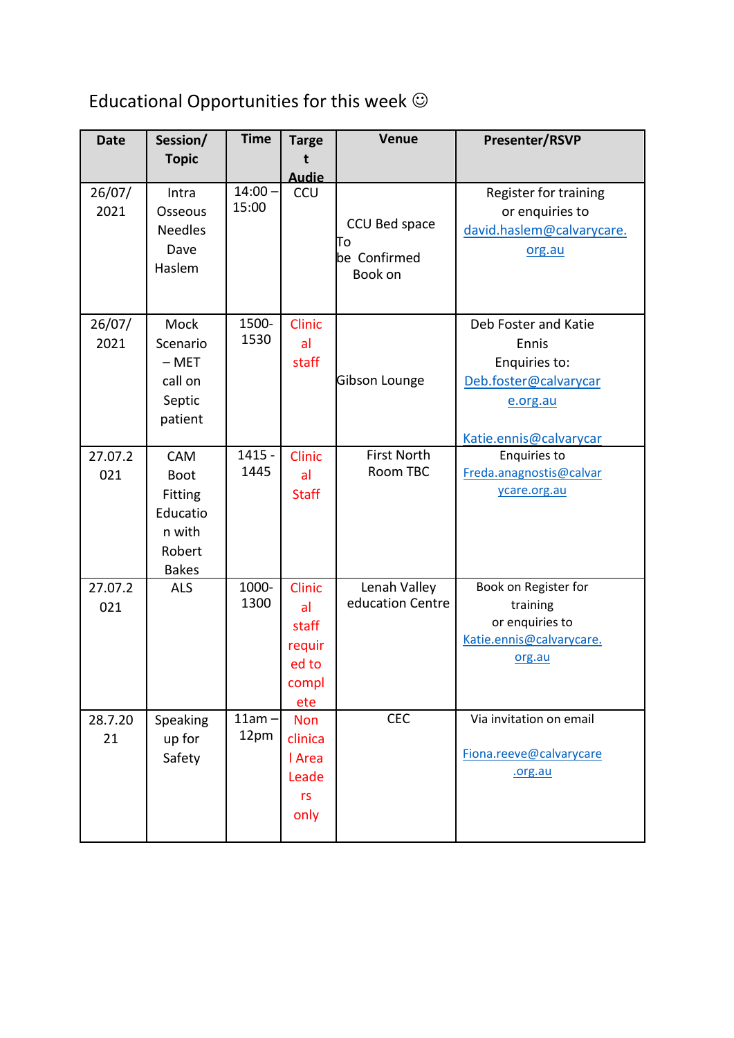Educational Opportunities for this week ☺

| Date | Session/ Topic | Time | Target Audie | Venue | Presenter/RSVP |
|---|---|---|---|---|---|
| 26/07/2021 | Intra Osseous Needles Dave Haslem | 14:00 – 15:00 | CCU | CCU Bed space To be Confirmed Book on | Register for training or enquiries to david.haslem@calvarycare.org.au |
| 26/07/2021 | Mock Scenario – MET call on Septic patient | 1500-1530 | Clinical staff | Gibson Lounge | Deb Foster and Katie Ennis Enquiries to: Deb.foster@calvarycare.org.au Katie.ennis@calvarycar |
| 27.07.2021 | CAM Boot Fitting Education with Robert Bakes | 1415 - 1445 | Clinical Staff | First North Room TBC | Enquiries to Freda.anagnostis@calvarycare.org.au |
| 27.07.2021 | ALS | 1000-1300 | Clinical staff required to complete | Lenah Valley education Centre | Book on Register for training or enquiries to Katie.ennis@calvarycare.org.au |
| 28.7.2021 | Speaking up for Safety | 11am – 12pm | Non clinical Area Leaders only | CEC | Via invitation on email Fiona.reeve@calvarycare.org.au |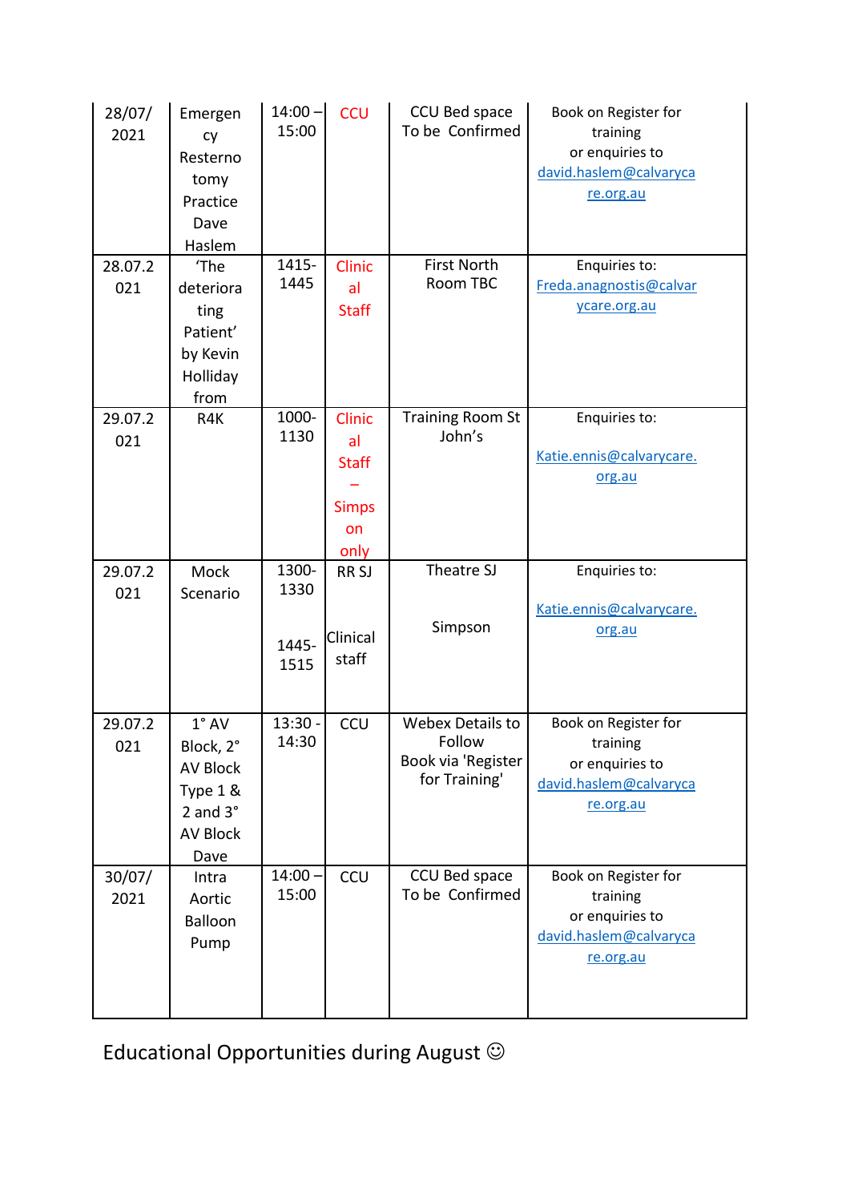| 28/07/2021 | Emergency Resternotomy Practice Dave Haslem | 14:00 – 15:00 | CCU | CCU Bed space To be Confirmed | Book on Register for training or enquiries to david.haslem@calvarycare.org.au |
|---|---|---|---|---|---|
| 28.07.2021 | 'The deteriorating Patient' by Kevin Holliday from | 1415-1445 | Clinical Staff | First North Room TBC | Enquiries to: Freda.anagnostis@calvarycare.org.au |
| 29.07.2021 | R4K | 1000-1130 | Clinical Staff – Simpson only | Training Room St John's | Enquiries to: Katie.ennis@calvarycare.org.au |
| 29.07.2021 | Mock Scenario | 1300-1330<br><br>1445-1515 | RR SJ<br><br>Clinical staff | Theatre SJ<br><br>Simpson | Enquiries to: Katie.ennis@calvarycare.org.au |
| 29.07.2021 | 1° AV Block, 2° AV Block Type 1 & 2 and 3° AV Block Dave | 13:30 - 14:30 | CCU | Webex Details to Follow Book via 'Register for Training' | Book on Register for training or enquiries to david.haslem@calvarycare.org.au |
| 30/07/2021 | Intra Aortic Balloon Pump | 14:00 – 15:00 | CCU | CCU Bed space To be Confirmed | Book on Register for training or enquiries to david.haslem@calvarycare.org.au |

Educational Opportunities during August ☺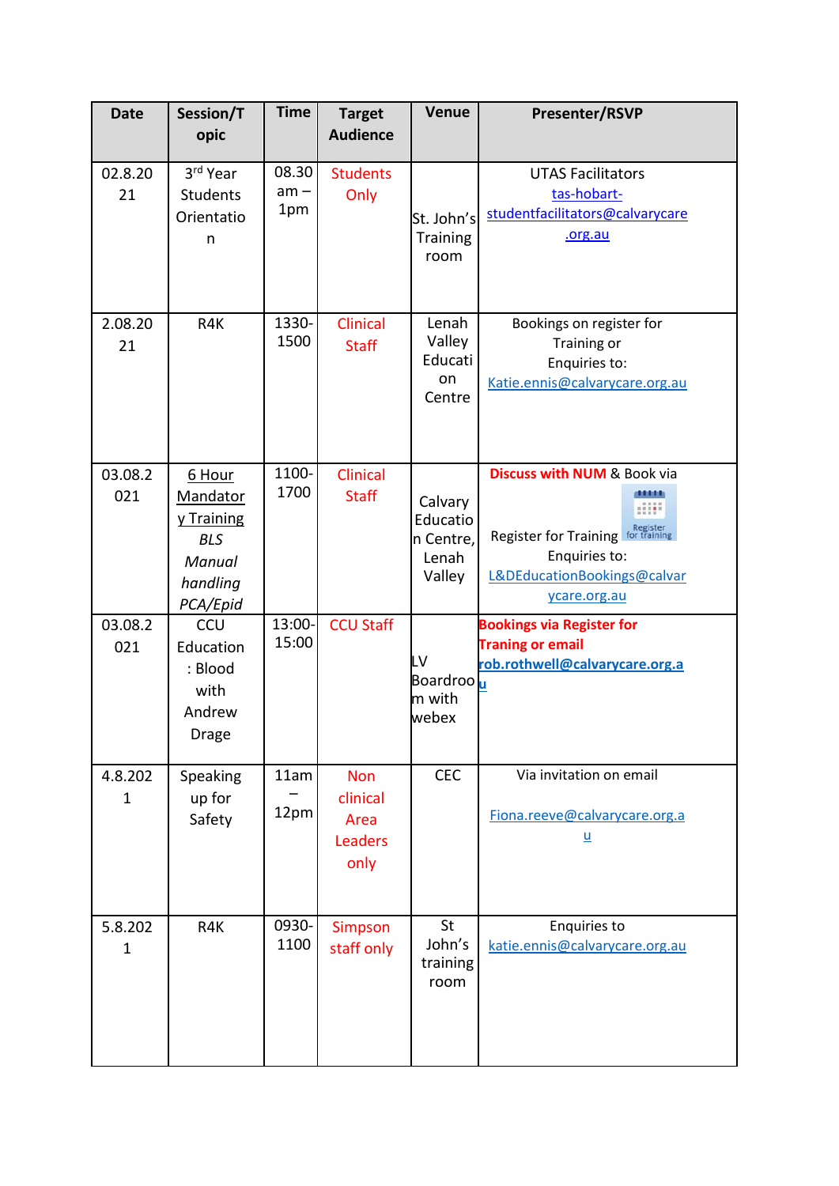| Date | Session/Topic | Time | Target Audience | Venue | Presenter/RSVP |
|---|---|---|---|---|---|
| 02.8.2021 | 3rd Year Students Orientation | 08.30 am – 1pm | Students Only | St. John's Training room | UTAS Facilitators tas-hobart-studentfacilitators@calvarycare.org.au |
| 2.08.2021 | R4K | 1330-1500 | Clinical Staff | Lenah Valley Education Centre | Bookings on register for Training or Enquiries to: Katie.ennis@calvarycare.org.au |
| 03.08.2021 | 6 Hour Mandatory Training *BLS* *Manual handling* *PCA/Epid* | 1100-1700 | Clinical Staff | Calvary Education Centre, Lenah Valley | **Discuss with NUM** & Book via Register for Training Enquiries to: L&DEducationBookings@calvarycare.org.au |
| 03.08.2021 | CCU Education : Blood with Andrew Drage | 13:00-15:00 | CCU Staff | LV Boardroom with webex | **Bookings via Register for Traning or email rob.rothwell@calvarycare.org.au** |
| 4.8.2021 | Speaking up for Safety | 11am – 12pm | Non clinical Area Leaders only | CEC | Via invitation on email Fiona.reeve@calvarycare.org.au |
| 5.8.2021 | R4K | 0930-1100 | Simpson staff only | St John's training room | Enquiries to katie.ennis@calvarycare.org.au |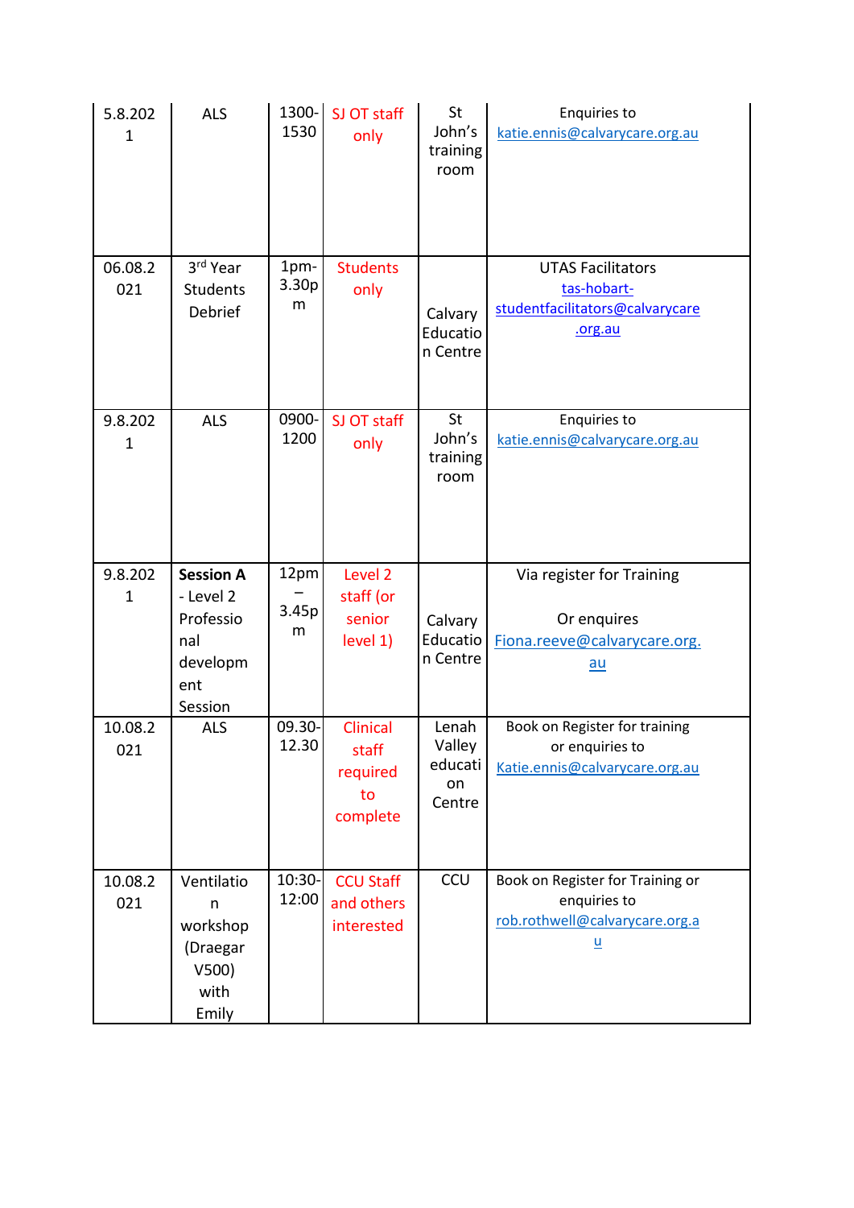| 5.8.2021 | ALS | 1300-1530 | SJ OT staff only | St John's training room | Enquiries to katie.ennis@calvarycare.org.au |
|---|---|---|---|---|---|
| 06.08.2021 | 3rd Year Students Debrief | 1pm-3.30pm | Students only | Calvary Education Centre | UTAS Facilitators tas-hobart-studentfacilitators@calvarycare.org.au |
| 9.8.2021 | ALS | 0900-1200 | SJ OT staff only | St John's training room | Enquiries to katie.ennis@calvarycare.org.au |
| 9.8.2021 | **Session A** - Level 2 Professional development Session | 12pm – 3.45pm | Level 2 staff (or senior level 1) | Calvary Education Centre | Via register for Training<br><br>Or enquires Fiona.reeve@calvarycare.org.au |
| 10.08.2021 | ALS | 09.30-12.30 | Clinical staff required to complete | Lenah Valley education Centre | Book on Register for training or enquiries to Katie.ennis@calvarycare.org.au |
| 10.08.2021 | Ventilation workshop (Draegar V500) with Emily | 10:30-12:00 | CCU Staff and others interested | CCU | Book on Register for Training or enquiries to rob.rothwell@calvarycare.org.au |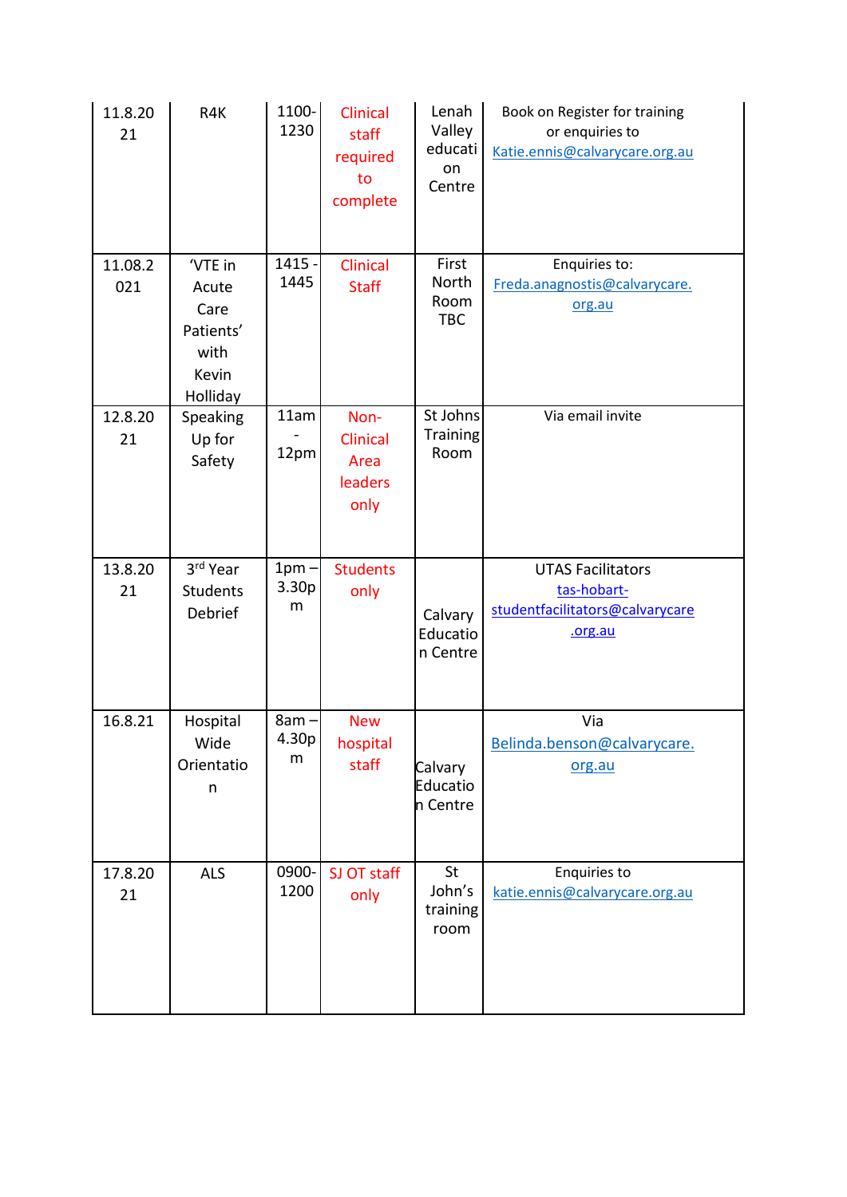| 11.8.2021 | R4K | 1100-1230 | Clinical staff required to complete | Lenah Valley education Centre | Book on Register for training or enquiries to Katie.ennis@calvarycare.org.au |
|---|---|---|---|---|---|
| 11.08.2021 | 'VTE in Acute Care Patients' with Kevin Holliday | 1415 - 1445 | Clinical Staff | First North Room TBC | Enquiries to: Freda.anagnostis@calvarycare.org.au |
| 12.8.2021 | Speaking Up for Safety | 11am - 12pm | Non-Clinical Area leaders only | St Johns Training Room | Via email invite |
| 13.8.2021 | 3rd Year Students Debrief | 1pm – 3.30pm | Students only | Calvary Education Centre | UTAS Facilitators tas-hobart-studentfacilitators@calvarycare.org.au |
| 16.8.21 | Hospital Wide Orientation | 8am – 4.30pm | New hospital staff | Calvary Education Centre | Via Belinda.benson@calvarycare.org.au |
| 17.8.2021 | ALS | 0900-1200 | SJ OT staff only | St John's training room | Enquiries to katie.ennis@calvarycare.org.au |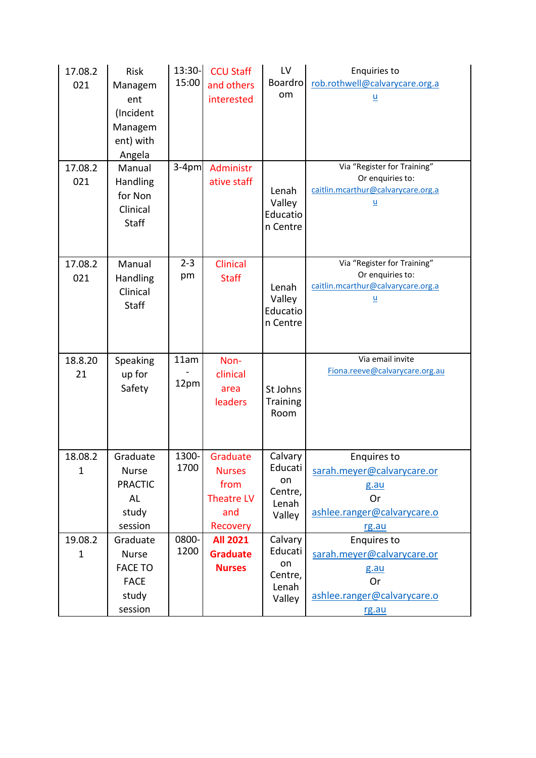| 17.08.2021 | Risk Management (Incident Management) with Angela | 13:30-15:00 | CCU Staff and others interested | LV Boardroom | Enquiries to rob.rothwell@calvarycare.org.au |
|---|---|---|---|---|---|
| 17.08.2021 | Manual Handling for Non Clinical Staff | 3-4pm | Administrative staff | Lenah Valley Education Centre | Via "Register for Training" Or enquiries to: caitlin.mcarthur@calvarycare.org.au |
| 17.08.2021 | Manual Handling Clinical Staff | 2-3 pm | Clinical Staff | Lenah Valley Education Centre | Via "Register for Training" Or enquiries to: caitlin.mcarthur@calvarycare.org.au |
| 18.8.2021 | Speaking up for Safety | 11am - 12pm | Non-clinical area leaders | St Johns Training Room | Via email invite Fiona.reeve@calvarycare.org.au |
| 18.08.21 | Graduate Nurse PRACTICAL study session | 1300-1700 | Graduate Nurses from Theatre LV and Recovery | Calvary Education Centre, Lenah Valley | Enquires to sarah.meyer@calvarycare.org.au Or ashlee.ranger@calvarycare.org.au |
| 19.08.21 | Graduate Nurse FACE TO FACE study session | 0800-1200 | **All 2021 Graduate Nurses** | Calvary Education Centre, Lenah Valley | Enquires to sarah.meyer@calvarycare.org.au Or ashlee.ranger@calvarycare.org.au |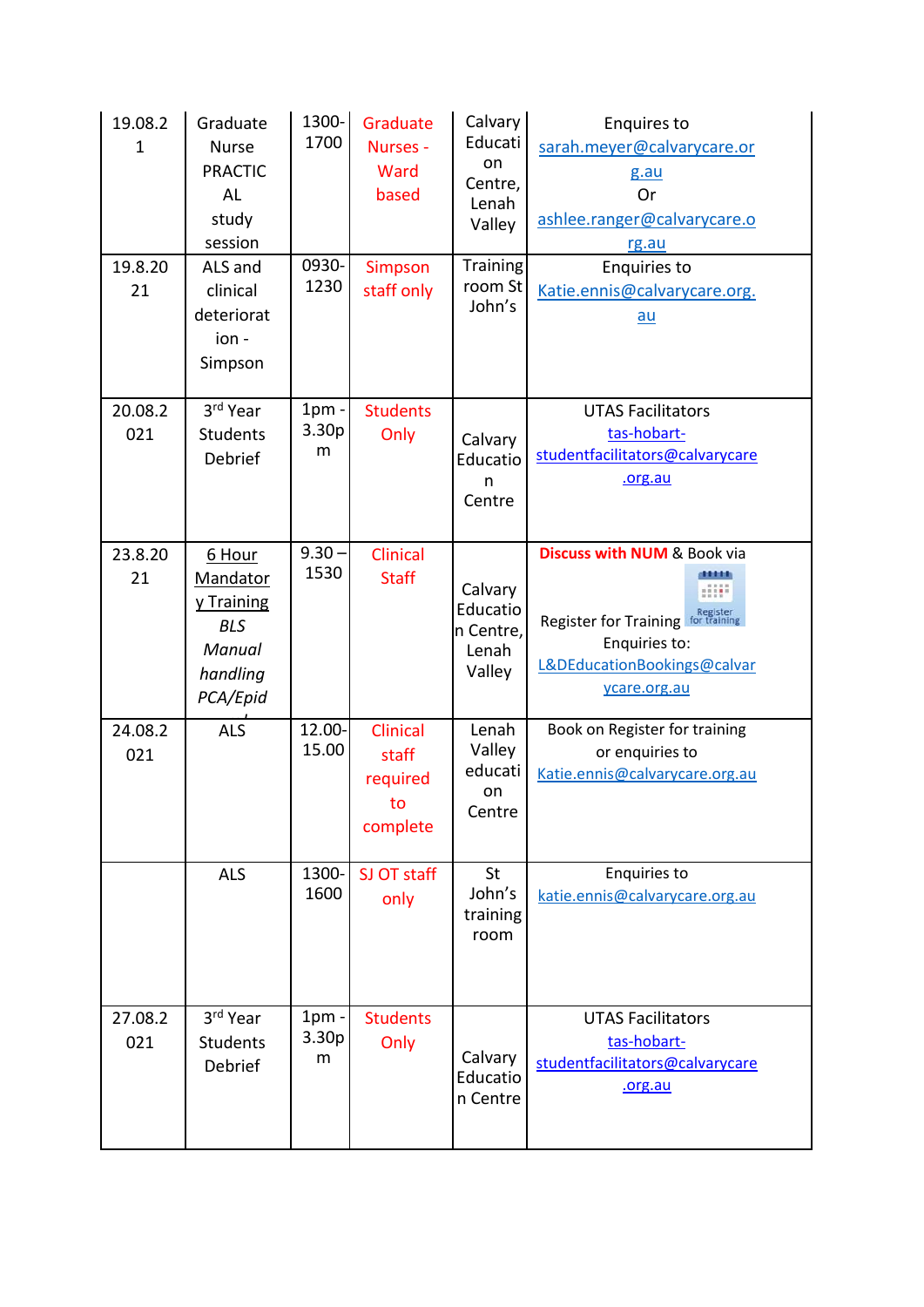| | | | | | |
|---|---|---|---|---|---|
| 19.08.21 | Graduate Nurse PRACTICAL study session | 1300-1700 | Graduate Nurses - Ward based | Calvary Education Centre, Lenah Valley | Enquires to sarah.meyer@calvarycare.org.au Or ashlee.ranger@calvarycare.org.au |
| 19.8.2021 | ALS and clinical deterioration - Simpson | 0930-1230 | Simpson staff only | Training room St John's | Enquiries to Katie.ennis@calvarycare.org.au |
| 20.08.2021 | 3rd Year Students Debrief | 1pm - 3.30pm | Students Only | Calvary Education Centre | UTAS Facilitators tas-hobart-studentfacilitators@calvarycare.org.au |
| 23.8.2021 | 6 Hour Mandatory Training *BLS* *Manual handling* *PCA/Epid* | 9.30 – 1530 | Clinical Staff | Calvary Education Centre, Lenah Valley | **Discuss with NUM** & Book via Register for Training Enquiries to: L&DEducationBookings@calvarycare.org.au |
| 24.08.2021 | ALS | 12.00-15.00 | Clinical staff required to complete | Lenah Valley education Centre | Book on Register for training or enquiries to Katie.ennis@calvarycare.org.au |
| | ALS | 1300-1600 | SJ OT staff only | St John's training room | Enquiries to katie.ennis@calvarycare.org.au |
| 27.08.2021 | 3rd Year Students Debrief | 1pm - 3.30pm | Students Only | Calvary Education Centre | UTAS Facilitators tas-hobart-studentfacilitators@calvarycare.org.au |